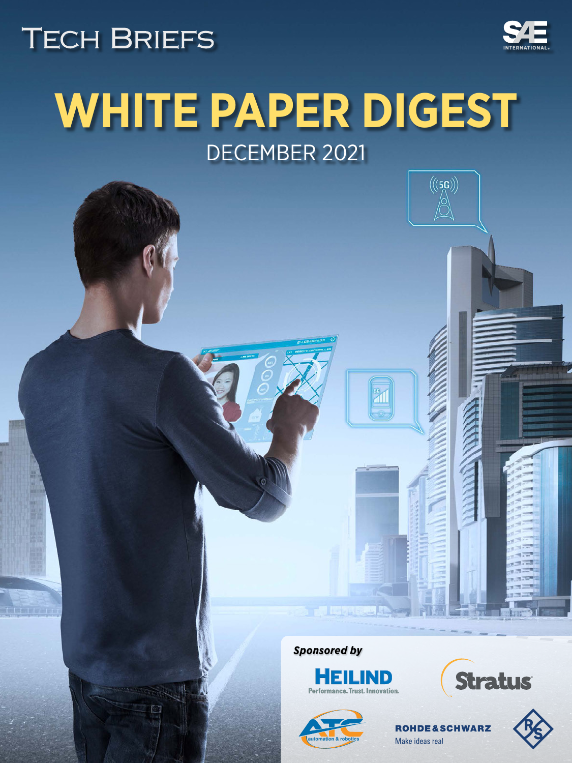# TECH BRIEFS

SAE INTERNATIONAL

# WHITE PAPER DIGEST

DECEMBER 2021

*Sponsored by*

HEILIND
Performance. Trust. Innovation.

Stratus

ATC automation & robotics

ROHDE&SCHWARZ
Make ideas real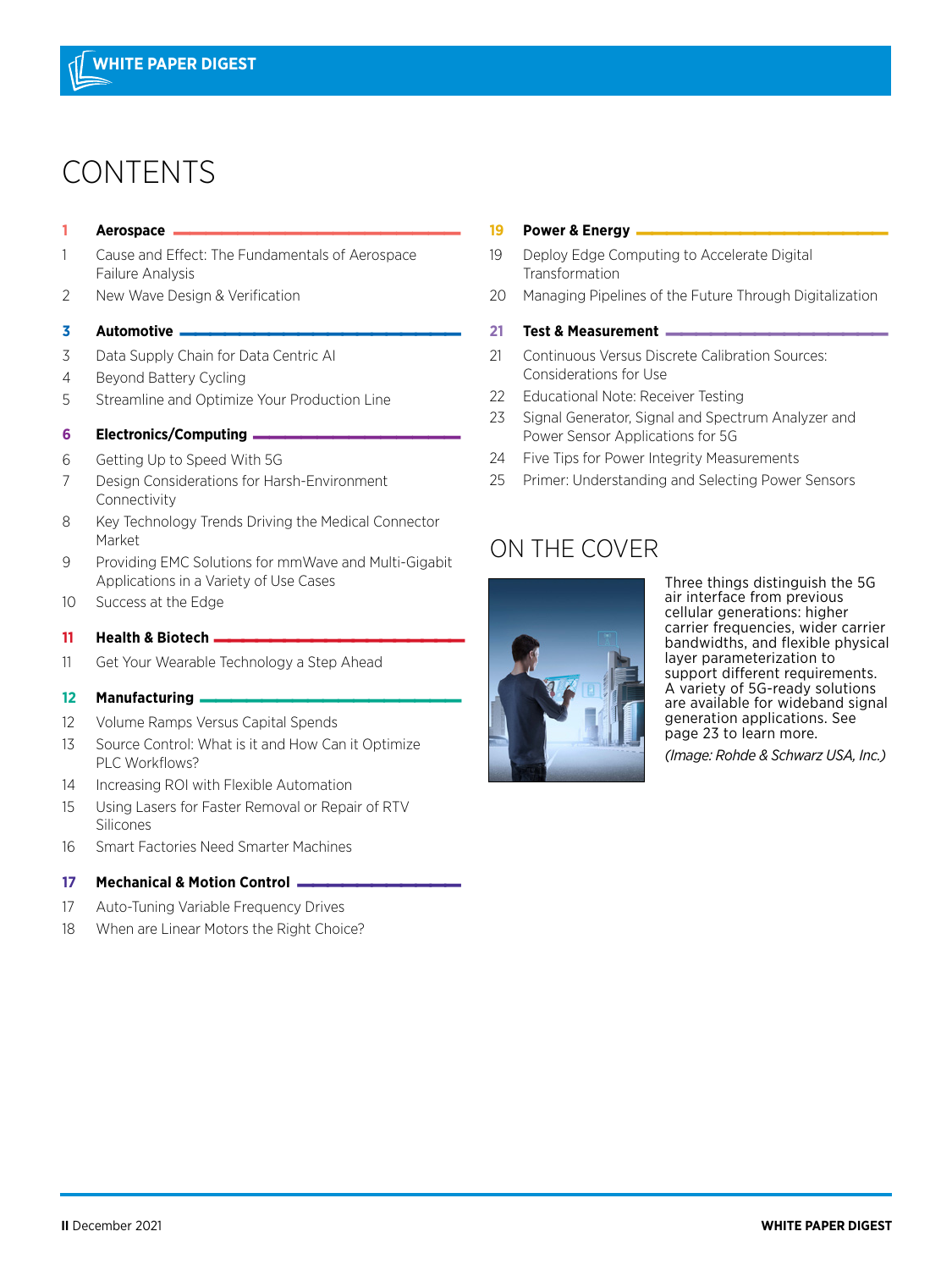# CONTENTS

## 1 Aerospace

1 Cause and Effect: The Fundamentals of Aerospace Failure Analysis

2 New Wave Design & Verification

## 3 Automotive

3 Data Supply Chain for Data Centric AI

4 Beyond Battery Cycling

5 Streamline and Optimize Your Production Line

## 6 Electronics/Computing

6 Getting Up to Speed With 5G

7 Design Considerations for Harsh-Environment Connectivity

8 Key Technology Trends Driving the Medical Connector Market

9 Providing EMC Solutions for mmWave and Multi-Gigabit Applications in a Variety of Use Cases

10 Success at the Edge

## 11 Health & Biotech

11 Get Your Wearable Technology a Step Ahead

## 12 Manufacturing

12 Volume Ramps Versus Capital Spends

13 Source Control: What is it and How Can it Optimize PLC Workflows?

14 Increasing ROI with Flexible Automation

15 Using Lasers for Faster Removal or Repair of RTV Silicones

16 Smart Factories Need Smarter Machines

## 17 Mechanical & Motion Control

17 Auto-Tuning Variable Frequency Drives

18 When are Linear Motors the Right Choice?

## 19 Power & Energy

19 Deploy Edge Computing to Accelerate Digital Transformation

20 Managing Pipelines of the Future Through Digitalization

## 21 Test & Measurement

21 Continuous Versus Discrete Calibration Sources: Considerations for Use

22 Educational Note: Receiver Testing

23 Signal Generator, Signal and Spectrum Analyzer and Power Sensor Applications for 5G

24 Five Tips for Power Integrity Measurements

25 Primer: Understanding and Selecting Power Sensors

# ON THE COVER

Three things distinguish the 5G air interface from previous cellular generations: higher carrier frequencies, wider carrier bandwidths, and flexible physical layer parameterization to support different requirements. A variety of 5G-ready solutions are available for wideband signal generation applications. See page 23 to learn more.

*(Image: Rohde & Schwarz USA, Inc.)*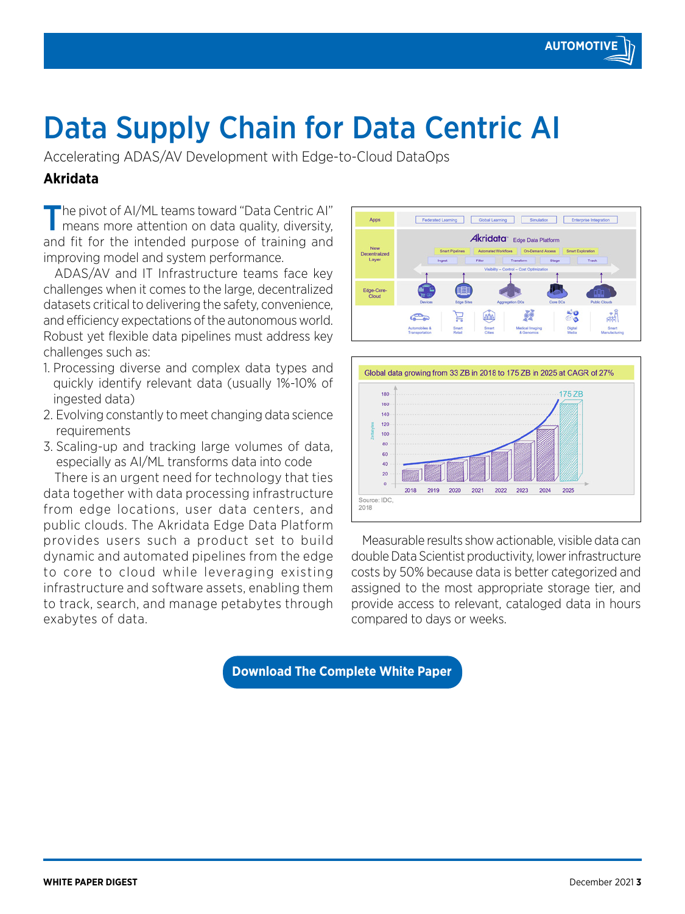# Data Supply Chain for Data Centric AI

Accelerating ADAS/AV Development with Edge-to-Cloud DataOps

**Akridata**

The pivot of AI/ML teams toward "Data Centric AI" means more attention on data quality, diversity, and fit for the intended purpose of training and improving model and system performance.

ADAS/AV and IT Infrastructure teams face key challenges when it comes to the large, decentralized datasets critical to delivering the safety, convenience, and efficiency expectations of the autonomous world. Robust yet flexible data pipelines must address key challenges such as:

1. Processing diverse and complex data types and quickly identify relevant data (usually 1%-10% of ingested data)
2. Evolving constantly to meet changing data science requirements
3. Scaling-up and tracking large volumes of data, especially as AI/ML transforms data into code

There is an urgent need for technology that ties data together with data processing infrastructure from edge locations, user data centers, and public clouds. The Akridata Edge Data Platform provides users such a product set to build dynamic and automated pipelines from the edge to core to cloud while leveraging existing infrastructure and software assets, enabling them to track, search, and manage petabytes through exabytes of data.

Apps
Federated Learning
Global Learning
Simulation
Enterprise Integration
New Decentralized Layer
Akridata Edge Data Platform
Smart Pipelines
Automated Workflows
On-Demand Access
Smart Exploration
Ingest
Filter
Transform
Stage
Track
Visibility – Control – Cost Optimization
Edge-Core-Cloud
Devices
Edge Sites
Aggregation DCs
Core DCs
Public Clouds
Automobiles & Transportation
Smart Retail
Smart Cities
Medical Imaging & Genomics
Digital Media
Smart Manufacturing

Global data growing from 33 ZB in 2018 to 175 ZB in 2025 at CAGR of 27%
175 ZB
Zettabytes
0
20
40
60
80
100
120
140
160
180
2018
2019
2020
2021
2022
2023
2024
2025
Source: IDC, 2018

Measurable results show actionable, visible data can double Data Scientist productivity, lower infrastructure costs by 50% because data is better categorized and assigned to the most appropriate storage tier, and provide access to relevant, cataloged data in hours compared to days or weeks.

**Download The Complete White Paper**